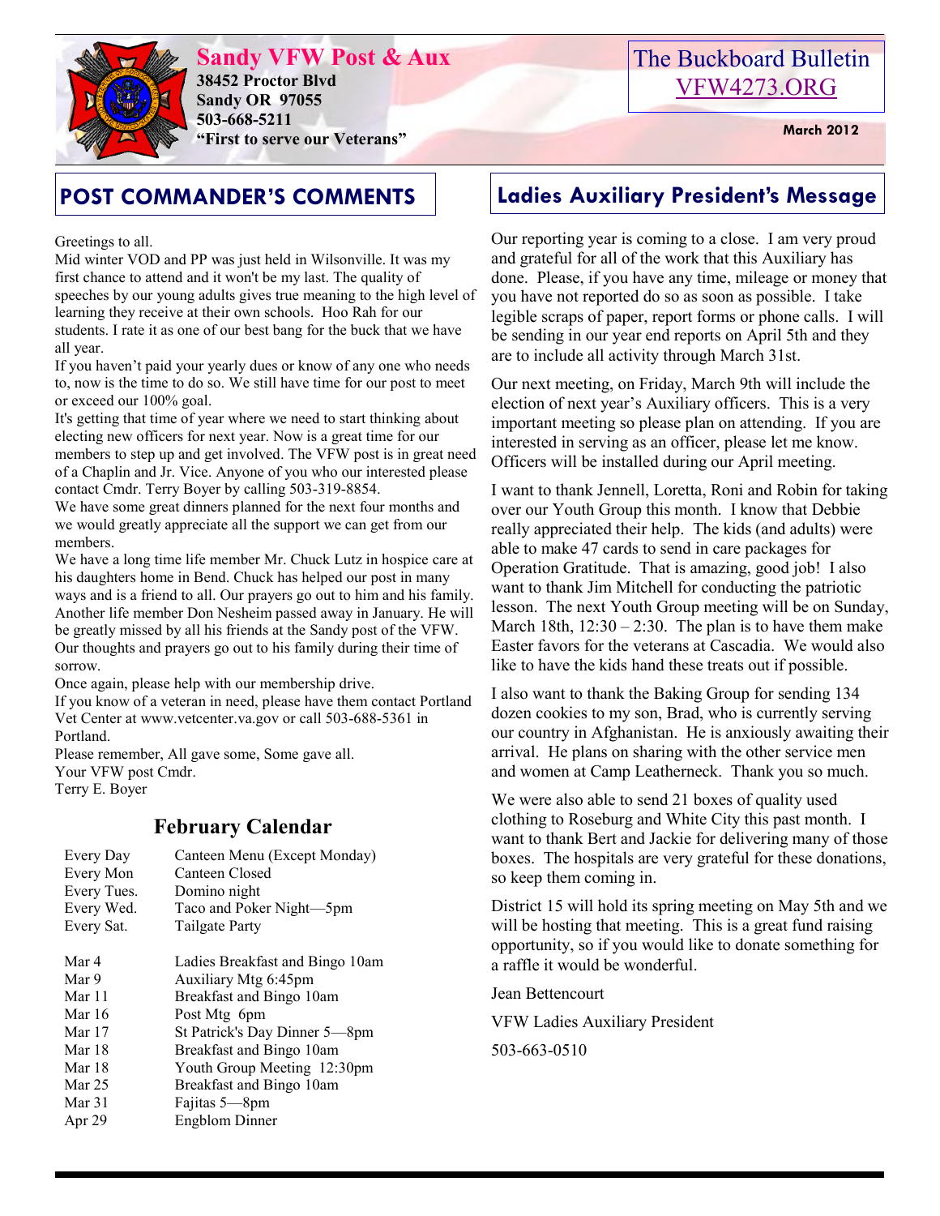# Sandy VFW Post & Aux

**38452 Proctor Blvd**
**Sandy OR 97055**
**503-668-5211**
**"First to serve our Veterans"**

The Buckboard Bulletin
VFW4273.ORG

**March 2012**

## POST COMMANDER'S COMMENTS

Greetings to all.

Mid winter VOD and PP was just held in Wilsonville. It was my first chance to attend and it won't be my last. The quality of speeches by our young adults gives true meaning to the high level of learning they receive at their own schools. Hoo Rah for our students. I rate it as one of our best bang for the buck that we have all year.

If you haven't paid your yearly dues or know of any one who needs to, now is the time to do so. We still have time for our post to meet or exceed our 100% goal.

It's getting that time of year where we need to start thinking about electing new officers for next year. Now is a great time for our members to step up and get involved. The VFW post is in great need of a Chaplin and Jr. Vice. Anyone of you who our interested please contact Cmdr. Terry Boyer by calling 503-319-8854.

We have some great dinners planned for the next four months and we would greatly appreciate all the support we can get from our members.

We have a long time life member Mr. Chuck Lutz in hospice care at his daughters home in Bend. Chuck has helped our post in many ways and is a friend to all. Our prayers go out to him and his family. Another life member Don Nesheim passed away in January. He will be greatly missed by all his friends at the Sandy post of the VFW. Our thoughts and prayers go out to his family during their time of sorrow.

Once again, please help with our membership drive.

If you know of a veteran in need, please have them contact Portland Vet Center at www.vetcenter.va.gov or call 503-688-5361 in Portland.

Please remember, All gave some, Some gave all.

Your VFW post Cmdr.

Terry E. Boyer

## February Calendar

| | |
|---|---|
| Every Day | Canteen Menu (Except Monday) |
| Every Mon | Canteen Closed |
| Every Tues. | Domino night |
| Every Wed. | Taco and Poker Night—5pm |
| Every Sat. | Tailgate Party |
| | |
| Mar 4 | Ladies Breakfast and Bingo 10am |
| Mar 9 | Auxiliary Mtg 6:45pm |
| Mar 11 | Breakfast and Bingo 10am |
| Mar 16 | Post Mtg 6pm |
| Mar 17 | St Patrick's Day Dinner 5—8pm |
| Mar 18 | Breakfast and Bingo 10am |
| Mar 18 | Youth Group Meeting 12:30pm |
| Mar 25 | Breakfast and Bingo 10am |
| Mar 31 | Fajitas 5—8pm |
| Apr 29 | Engblom Dinner |

## Ladies Auxiliary President's Message

Our reporting year is coming to a close. I am very proud and grateful for all of the work that this Auxiliary has done. Please, if you have any time, mileage or money that you have not reported do so as soon as possible. I take legible scraps of paper, report forms or phone calls. I will be sending in our year end reports on April 5th and they are to include all activity through March 31st.

Our next meeting, on Friday, March 9th will include the election of next year's Auxiliary officers. This is a very important meeting so please plan on attending. If you are interested in serving as an officer, please let me know. Officers will be installed during our April meeting.

I want to thank Jennell, Loretta, Roni and Robin for taking over our Youth Group this month. I know that Debbie really appreciated their help. The kids (and adults) were able to make 47 cards to send in care packages for Operation Gratitude. That is amazing, good job! I also want to thank Jim Mitchell for conducting the patriotic lesson. The next Youth Group meeting will be on Sunday, March 18th, 12:30 – 2:30. The plan is to have them make Easter favors for the veterans at Cascadia. We would also like to have the kids hand these treats out if possible.

I also want to thank the Baking Group for sending 134 dozen cookies to my son, Brad, who is currently serving our country in Afghanistan. He is anxiously awaiting their arrival. He plans on sharing with the other service men and women at Camp Leatherneck. Thank you so much.

We were also able to send 21 boxes of quality used clothing to Roseburg and White City this past month. I want to thank Bert and Jackie for delivering many of those boxes. The hospitals are very grateful for these donations, so keep them coming in.

District 15 will hold its spring meeting on May 5th and we will be hosting that meeting. This is a great fund raising opportunity, so if you would like to donate something for a raffle it would be wonderful.

Jean Bettencourt

VFW Ladies Auxiliary President

503-663-0510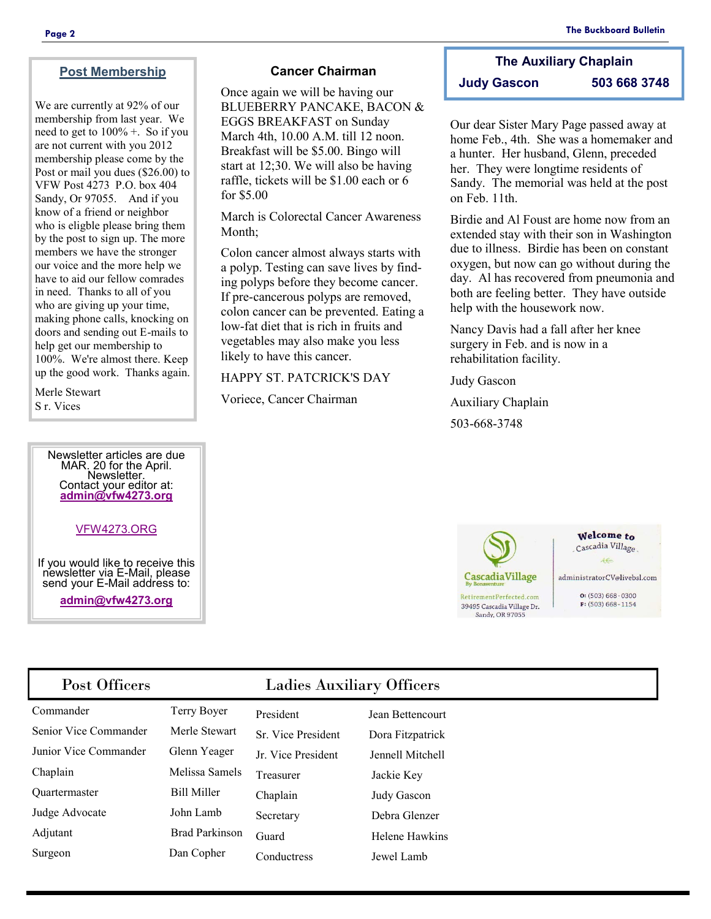## Post Membership

We are currently at 92% of our membership from last year. We need to get to 100% +. So if you are not current with you 2012 membership please come by the Post or mail you dues ($26.00) to VFW Post 4273 P.O. box 404 Sandy, Or 97055. And if you know of a friend or neighbor who is eligble please bring them by the post to sign up. The more members we have the stronger our voice and the more help we have to aid our fellow comrades in need. Thanks to all of you who are giving up your time, making phone calls, knocking on doors and sending out E-mails to help get our membership to 100%. We're almost there. Keep up the good work. Thanks again.

Merle Stewart
S r. Vices

Newsletter articles are due MAR. 20 for the April. Newsletter.
Contact your editor at:
**admin@vfw4273.org**

VFW4273.ORG

If you would like to receive this newsletter via E-Mail, please send your E-Mail address to:

**admin@vfw4273.org**

## Cancer Chairman

Once again we will be having our BLUEBERRY PANCAKE, BACON & EGGS BREAKFAST on Sunday March 4th, 10.00 A.M. till 12 noon. Breakfast will be $5.00. Bingo will start at 12;30. We will also be having raffle, tickets will be $1.00 each or 6 for $5.00

March is Colorectal Cancer Awareness Month;

Colon cancer almost always starts with a polyp. Testing can save lives by finding polyps before they become cancer. If pre-cancerous polyps are removed, colon cancer can be prevented. Eating a low-fat diet that is rich in fruits and vegetables may also make you less likely to have this cancer.

HAPPY ST. PATCRICK'S DAY

Voriece, Cancer Chairman

## The Auxiliary Chaplain

**Judy Gascon 503 668 3748**

Our dear Sister Mary Page passed away at home Feb., 4th. She was a homemaker and a hunter. Her husband, Glenn, preceded her. They were longtime residents of Sandy. The memorial was held at the post on Feb. 11th.

Birdie and Al Foust are home now from an extended stay with their son in Washington due to illness. Birdie has been on constant oxygen, but now can go without during the day. Al has recovered from pneumonia and both are feeling better. They have outside help with the housework now.

Nancy Davis had a fall after her knee surgery in Feb. and is now in a rehabilitation facility.

Judy Gascon

Auxiliary Chaplain

503-668-3748

Welcome to Cascadia Village
CascadiaVillage By Bonaventure
RetirementPerfected.com
39495 Cascadia Village Dr.
Sandy, OR 97055
administratorCV@livebsl.com
O: (503) 668-0300
F: (503) 668-1154

| Post Officers | | Ladies Auxiliary Officers | |
|---|---|---|---|
| Commander | Terry Boyer | President | Jean Bettencourt |
| Senior Vice Commander | Merle Stewart | Sr. Vice President | Dora Fitzpatrick |
| Junior Vice Commander | Glenn Yeager | Jr. Vice President | Jennell Mitchell |
| Chaplain | Melissa Samels | Treasurer | Jackie Key |
| Quartermaster | Bill Miller | Chaplain | Judy Gascon |
| Judge Advocate | John Lamb | Secretary | Debra Glenzer |
| Adjutant | Brad Parkinson | Guard | Helene Hawkins |
| Surgeon | Dan Copher | Conductress | Jewel Lamb |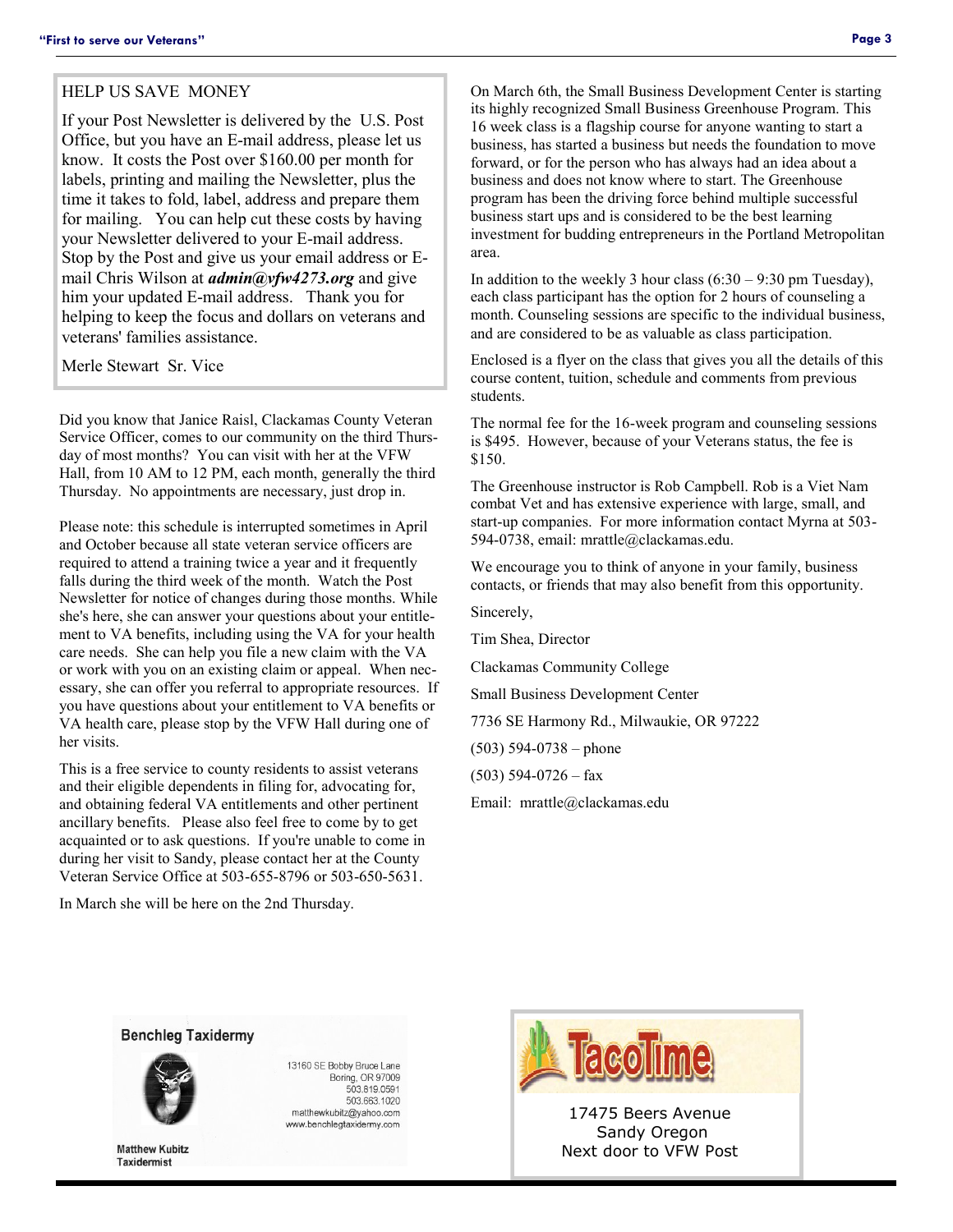## HELP US SAVE MONEY

If your Post Newsletter is delivered by the U.S. Post Office, but you have an E-mail address, please let us know. It costs the Post over $160.00 per month for labels, printing and mailing the Newsletter, plus the time it takes to fold, label, address and prepare them for mailing. You can help cut these costs by having your Newsletter delivered to your E-mail address. Stop by the Post and give us your email address or E-mail Chris Wilson at ***admin@vfw4273.org*** and give him your updated E-mail address. Thank you for helping to keep the focus and dollars on veterans and veterans' families assistance.

Merle Stewart Sr. Vice

Did you know that Janice Raisl, Clackamas County Veteran Service Officer, comes to our community on the third Thursday of most months? You can visit with her at the VFW Hall, from 10 AM to 12 PM, each month, generally the third Thursday. No appointments are necessary, just drop in.

Please note: this schedule is interrupted sometimes in April and October because all state veteran service officers are required to attend a training twice a year and it frequently falls during the third week of the month. Watch the Post Newsletter for notice of changes during those months. While she's here, she can answer your questions about your entitlement to VA benefits, including using the VA for your health care needs. She can help you file a new claim with the VA or work with you on an existing claim or appeal. When necessary, she can offer you referral to appropriate resources. If you have questions about your entitlement to VA benefits or VA health care, please stop by the VFW Hall during one of her visits.

This is a free service to county residents to assist veterans and their eligible dependents in filing for, advocating for, and obtaining federal VA entitlements and other pertinent ancillary benefits. Please also feel free to come by to get acquainted or to ask questions. If you're unable to come in during her visit to Sandy, please contact her at the County Veteran Service Office at 503-655-8796 or 503-650-5631.

In March she will be here on the 2nd Thursday.

On March 6th, the Small Business Development Center is starting its highly recognized Small Business Greenhouse Program. This 16 week class is a flagship course for anyone wanting to start a business, has started a business but needs the foundation to move forward, or for the person who has always had an idea about a business and does not know where to start. The Greenhouse program has been the driving force behind multiple successful business start ups and is considered to be the best learning investment for budding entrepreneurs in the Portland Metropolitan area.

In addition to the weekly 3 hour class (6:30 – 9:30 pm Tuesday), each class participant has the option for 2 hours of counseling a month. Counseling sessions are specific to the individual business, and are considered to be as valuable as class participation.

Enclosed is a flyer on the class that gives you all the details of this course content, tuition, schedule and comments from previous students.

The normal fee for the 16-week program and counseling sessions is $495. However, because of your Veterans status, the fee is $150.

The Greenhouse instructor is Rob Campbell. Rob is a Viet Nam combat Vet and has extensive experience with large, small, and start-up companies. For more information contact Myrna at 503-594-0738, email: mrattle@clackamas.edu.

We encourage you to think of anyone in your family, business contacts, or friends that may also benefit from this opportunity.

Sincerely,

Tim Shea, Director

Clackamas Community College

Small Business Development Center

7736 SE Harmony Rd., Milwaukie, OR 97222

(503) 594-0738 – phone

(503) 594-0726 – fax

Email: mrattle@clackamas.edu

**Benchleg Taxidermy**

13160 SE Bobby Bruce Lane
Boring, OR 97009
503.819.0591
503.663.1020
matthewkubitz@yahoo.com
www.benchlegtaxidermy.com

Matthew Kubitz
Taxidermist

**TacoTime**

17475 Beers Avenue
Sandy Oregon
Next door to VFW Post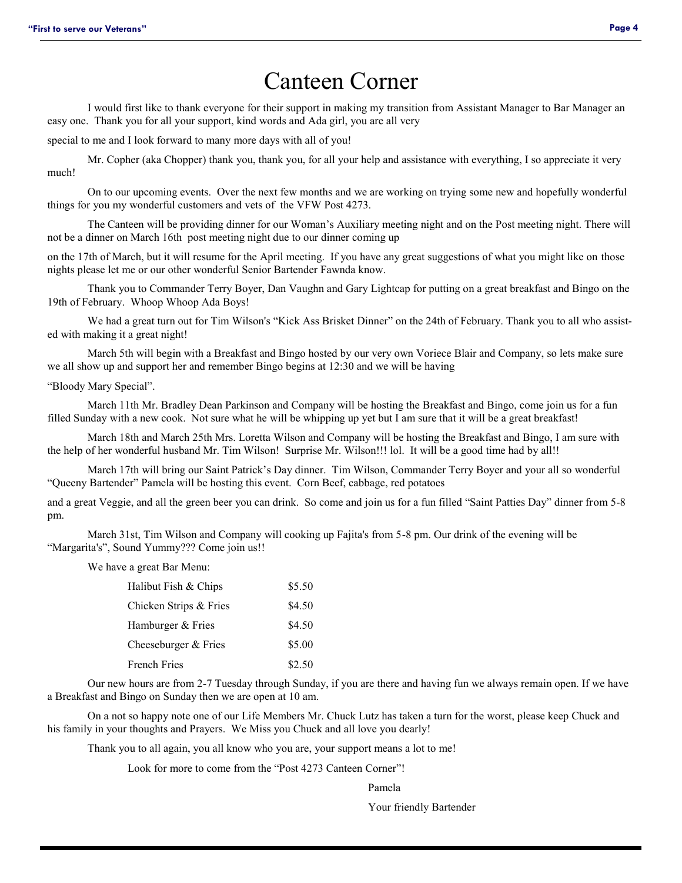# Canteen Corner

I would first like to thank everyone for their support in making my transition from Assistant Manager to Bar Manager an easy one. Thank you for all your support, kind words and Ada girl, you are all very special to me and I look forward to many more days with all of you!

Mr. Copher (aka Chopper) thank you, thank you, for all your help and assistance with everything, I so appreciate it very much!

On to our upcoming events. Over the next few months and we are working on trying some new and hopefully wonderful things for you my wonderful customers and vets of the VFW Post 4273.

The Canteen will be providing dinner for our Woman's Auxiliary meeting night and on the Post meeting night. There will not be a dinner on March 16th post meeting night due to our dinner coming up on the 17th of March, but it will resume for the April meeting. If you have any great suggestions of what you might like on those nights please let me or our other wonderful Senior Bartender Fawnda know.

Thank you to Commander Terry Boyer, Dan Vaughn and Gary Lightcap for putting on a great breakfast and Bingo on the 19th of February. Whoop Whoop Ada Boys!

We had a great turn out for Tim Wilson's "Kick Ass Brisket Dinner" on the 24th of February. Thank you to all who assisted with making it a great night!

March 5th will begin with a Breakfast and Bingo hosted by our very own Voriece Blair and Company, so lets make sure we all show up and support her and remember Bingo begins at 12:30 and we will be having "Bloody Mary Special".

March 11th Mr. Bradley Dean Parkinson and Company will be hosting the Breakfast and Bingo, come join us for a fun filled Sunday with a new cook. Not sure what he will be whipping up yet but I am sure that it will be a great breakfast!

March 18th and March 25th Mrs. Loretta Wilson and Company will be hosting the Breakfast and Bingo, I am sure with the help of her wonderful husband Mr. Tim Wilson! Surprise Mr. Wilson!!! lol. It will be a good time had by all!!

March 17th will bring our Saint Patrick's Day dinner. Tim Wilson, Commander Terry Boyer and your all so wonderful "Queeny Bartender" Pamela will be hosting this event. Corn Beef, cabbage, red potatoes and a great Veggie, and all the green beer you can drink. So come and join us for a fun filled "Saint Patties Day" dinner from 5-8 pm.

March 31st, Tim Wilson and Company will cooking up Fajita's from 5-8 pm. Our drink of the evening will be "Margarita's", Sound Yummy??? Come join us!!

We have a great Bar Menu:

| | |
|---|---|
| Halibut Fish & Chips | $5.50 |
| Chicken Strips & Fries | $4.50 |
| Hamburger & Fries | $4.50 |
| Cheeseburger & Fries | $5.00 |
| French Fries | $2.50 |

Our new hours are from 2-7 Tuesday through Sunday, if you are there and having fun we always remain open. If we have a Breakfast and Bingo on Sunday then we are open at 10 am.

On a not so happy note one of our Life Members Mr. Chuck Lutz has taken a turn for the worst, please keep Chuck and his family in your thoughts and Prayers. We Miss you Chuck and all love you dearly!

Thank you to all again, you all know who you are, your support means a lot to me!

Look for more to come from the "Post 4273 Canteen Corner"!

Pamela

Your friendly Bartender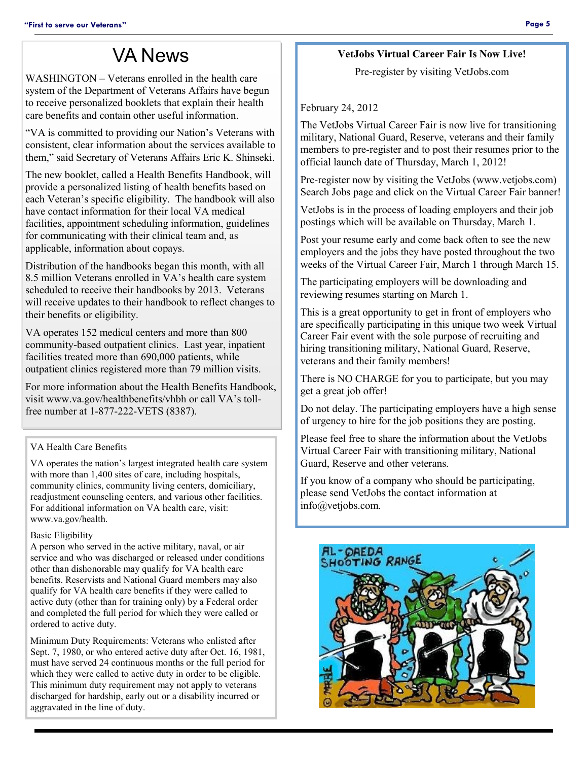# VA News

WASHINGTON – Veterans enrolled in the health care system of the Department of Veterans Affairs have begun to receive personalized booklets that explain their health care benefits and contain other useful information.

"VA is committed to providing our Nation's Veterans with consistent, clear information about the services available to them," said Secretary of Veterans Affairs Eric K. Shinseki.

The new booklet, called a Health Benefits Handbook, will provide a personalized listing of health benefits based on each Veteran's specific eligibility. The handbook will also have contact information for their local VA medical facilities, appointment scheduling information, guidelines for communicating with their clinical team and, as applicable, information about copays.

Distribution of the handbooks began this month, with all 8.5 million Veterans enrolled in VA's health care system scheduled to receive their handbooks by 2013. Veterans will receive updates to their handbook to reflect changes to their benefits or eligibility.

VA operates 152 medical centers and more than 800 community-based outpatient clinics. Last year, inpatient facilities treated more than 690,000 patients, while outpatient clinics registered more than 79 million visits.

For more information about the Health Benefits Handbook, visit www.va.gov/healthbenefits/vhbh or call VA's toll-free number at 1-877-222-VETS (8387).

## VA Health Care Benefits

VA operates the nation's largest integrated health care system with more than 1,400 sites of care, including hospitals, community clinics, community living centers, domiciliary, readjustment counseling centers, and various other facilities. For additional information on VA health care, visit: www.va.gov/health.

### Basic Eligibility

A person who served in the active military, naval, or air service and who was discharged or released under conditions other than dishonorable may qualify for VA health care benefits. Reservists and National Guard members may also qualify for VA health care benefits if they were called to active duty (other than for training only) by a Federal order and completed the full period for which they were called or ordered to active duty.

Minimum Duty Requirements: Veterans who enlisted after Sept. 7, 1980, or who entered active duty after Oct. 16, 1981, must have served 24 continuous months or the full period for which they were called to active duty in order to be eligible. This minimum duty requirement may not apply to veterans discharged for hardship, early out or a disability incurred or aggravated in the line of duty.

## VetJobs Virtual Career Fair Is Now Live!

Pre-register by visiting VetJobs.com

February 24, 2012

The VetJobs Virtual Career Fair is now live for transitioning military, National Guard, Reserve, veterans and their family members to pre-register and to post their resumes prior to the official launch date of Thursday, March 1, 2012!

Pre-register now by visiting the VetJobs (www.vetjobs.com) Search Jobs page and click on the Virtual Career Fair banner!

VetJobs is in the process of loading employers and their job postings which will be available on Thursday, March 1.

Post your resume early and come back often to see the new employers and the jobs they have posted throughout the two weeks of the Virtual Career Fair, March 1 through March 15.

The participating employers will be downloading and reviewing resumes starting on March 1.

This is a great opportunity to get in front of employers who are specifically participating in this unique two week Virtual Career Fair event with the sole purpose of recruiting and hiring transitioning military, National Guard, Reserve, veterans and their family members!

There is NO CHARGE for you to participate, but you may get a great job offer!

Do not delay. The participating employers have a high sense of urgency to hire for the job positions they are posting.

Please feel free to share the information about the VetJobs Virtual Career Fair with transitioning military, National Guard, Reserve and other veterans.

If you know of a company who should be participating, please send VetJobs the contact information at info@vetjobs.com.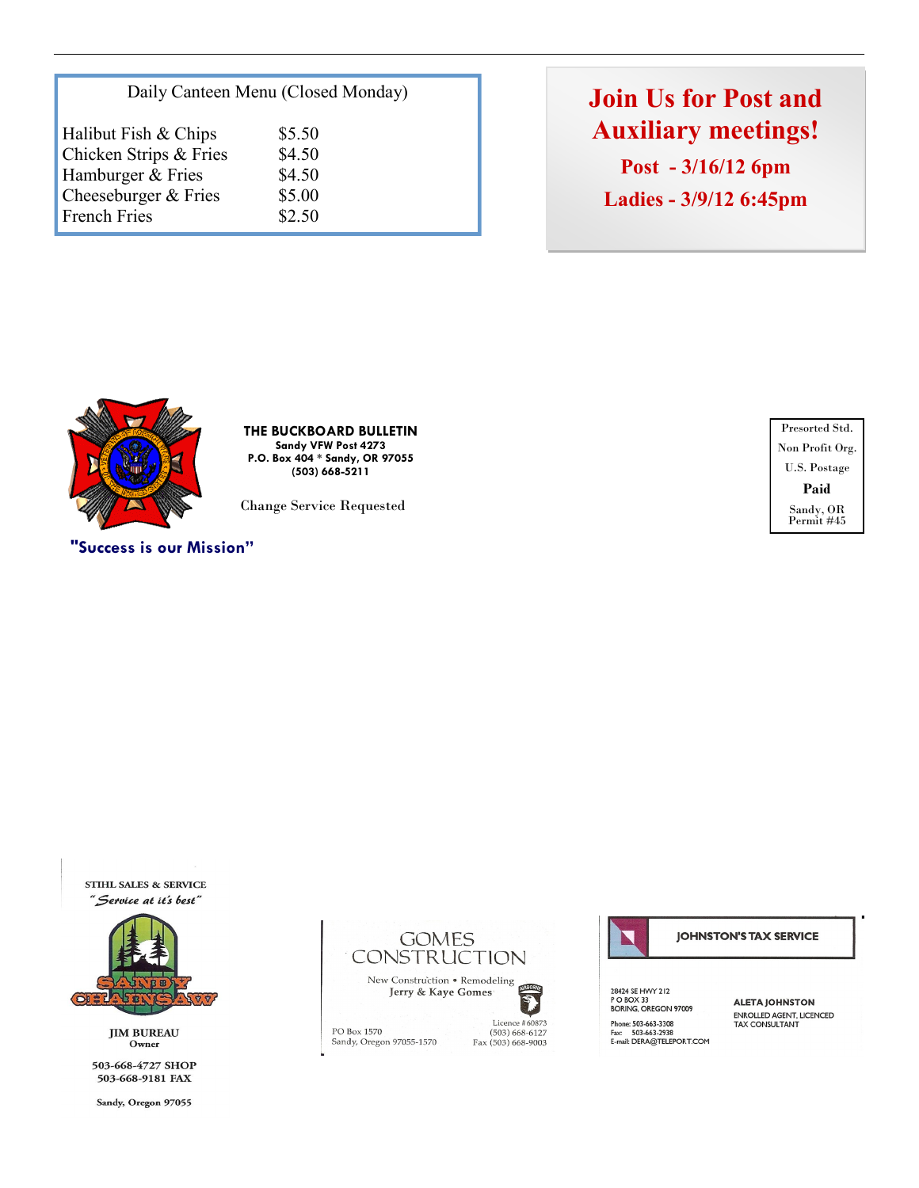Daily Canteen Menu (Closed Monday)

| | |
|---|---|
| Halibut Fish & Chips | $5.50 |
| Chicken Strips & Fries | $4.50 |
| Hamburger & Fries | $4.50 |
| Cheeseburger & Fries | $5.00 |
| French Fries | $2.50 |

## Join Us for Post and Auxiliary meetings!

**Post - 3/16/12 6pm**

**Ladies - 3/9/12 6:45pm**

**THE BUCKBOARD BULLETIN**
**Sandy VFW Post 4273**
**P.O. Box 404 * Sandy, OR 97055**
**(503) 668-5211**

Change Service Requested

**"Success is our Mission"**

Presorted Std.
Non Profit Org.
U.S. Postage
**Paid**
Sandy, OR
Permit #45

STIHL SALES & SERVICE
*"Service at it's best"*
SANDY CHAINSAW
JIM BUREAU
Owner
503-668-4727 SHOP
503-668-9181 FAX
Sandy, Oregon 97055

GOMES CONSTRUCTION
New Construction • Remodeling
Jerry & Kaye Gomes
Licence # 60873
PO Box 1570
Sandy, Oregon 97055-1570
(503) 668-6127
Fax (503) 668-9003

JOHNSTON'S TAX SERVICE
28424 SE HWY 212
P O BOX 33
BORING, OREGON 97009
Phone: 503-663-3308
Fax: 503-663-2938
E-mail: DERA@TELEPORT.COM
ALETA JOHNSTON
ENROLLED AGENT, LICENCED TAX CONSULTANT